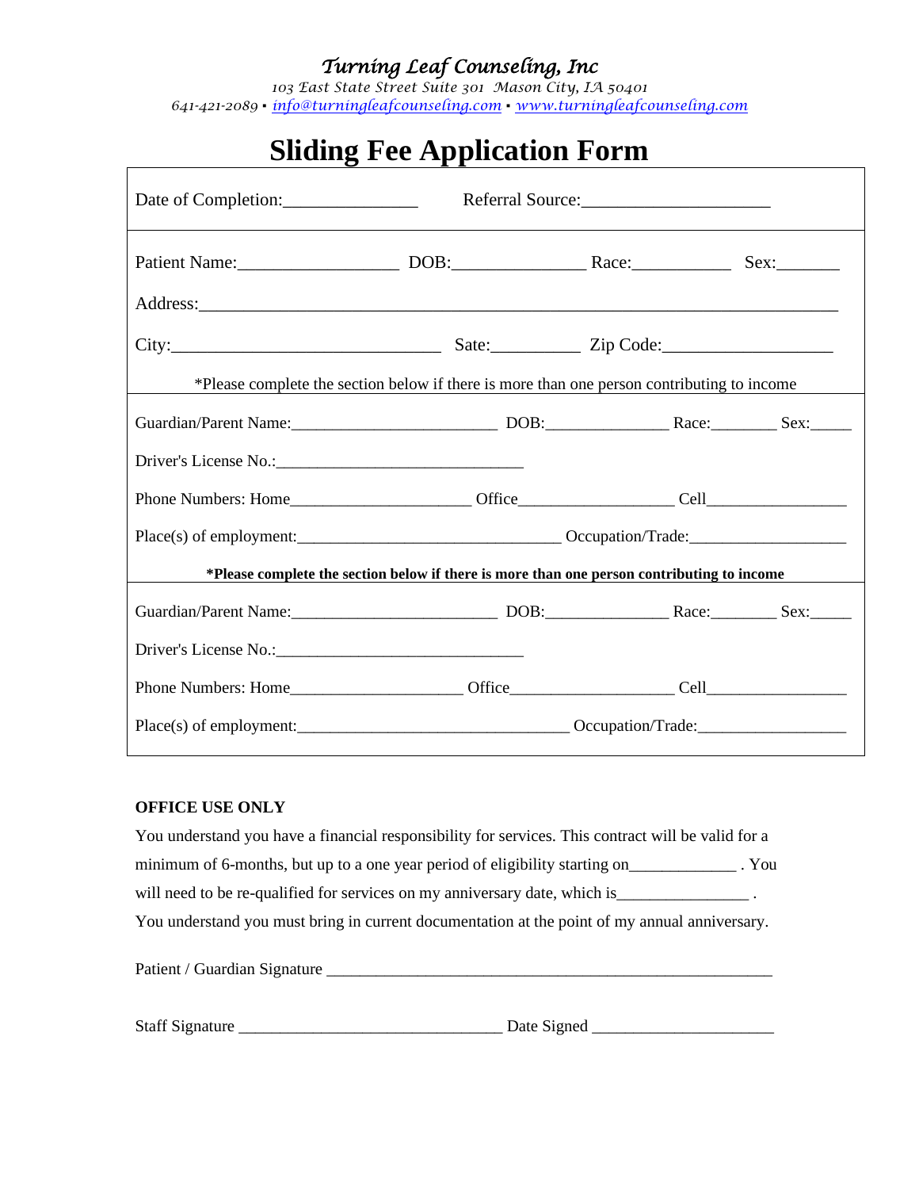*Turning Leaf Counseling, Inc*
*103 East State Street Suite 301 Mason City, IA 50401*
*641-421-2089 ▪ info@turningleafcounseling.com ▪ www.turningleafcounseling.com*

# Sliding Fee Application Form

Date of Completion:_______________ Referral Source:_____________________

Patient Name:__________________ DOB:_______________ Race:___________ Sex:_______

Address:___________________________________________________________________________

City:______________________________ Sate:__________ Zip Code:___________________

*Please complete the section below if there is more than one person contributing to income

Guardian/Parent Name:________________________ DOB:______________ Race:________ Sex:_____

Driver's License No.:_____________________________

Phone Numbers: Home_____________________ Office__________________ Cell_________________

Place(s) of employment:_______________________________ Occupation/Trade:___________________

**\*Please complete the section below if there is more than one person contributing to income**

Guardian/Parent Name:________________________ DOB:______________ Race:________ Sex:_____

Driver's License No.:_____________________________

Phone Numbers: Home____________________ Office____________________ Cell_________________

Place(s) of employment:________________________________ Occupation/Trade:__________________

**OFFICE USE ONLY**

You understand you have a financial responsibility for services. This contract will be valid for a minimum of 6-months, but up to a one year period of eligibility starting on_____________ . You will need to be re-qualified for services on my anniversary date, which is________________ . You understand you must bring in current documentation at the point of my annual anniversary.

Patient / Guardian Signature ________________________________________________________

Staff Signature ________________________________ Date Signed ______________________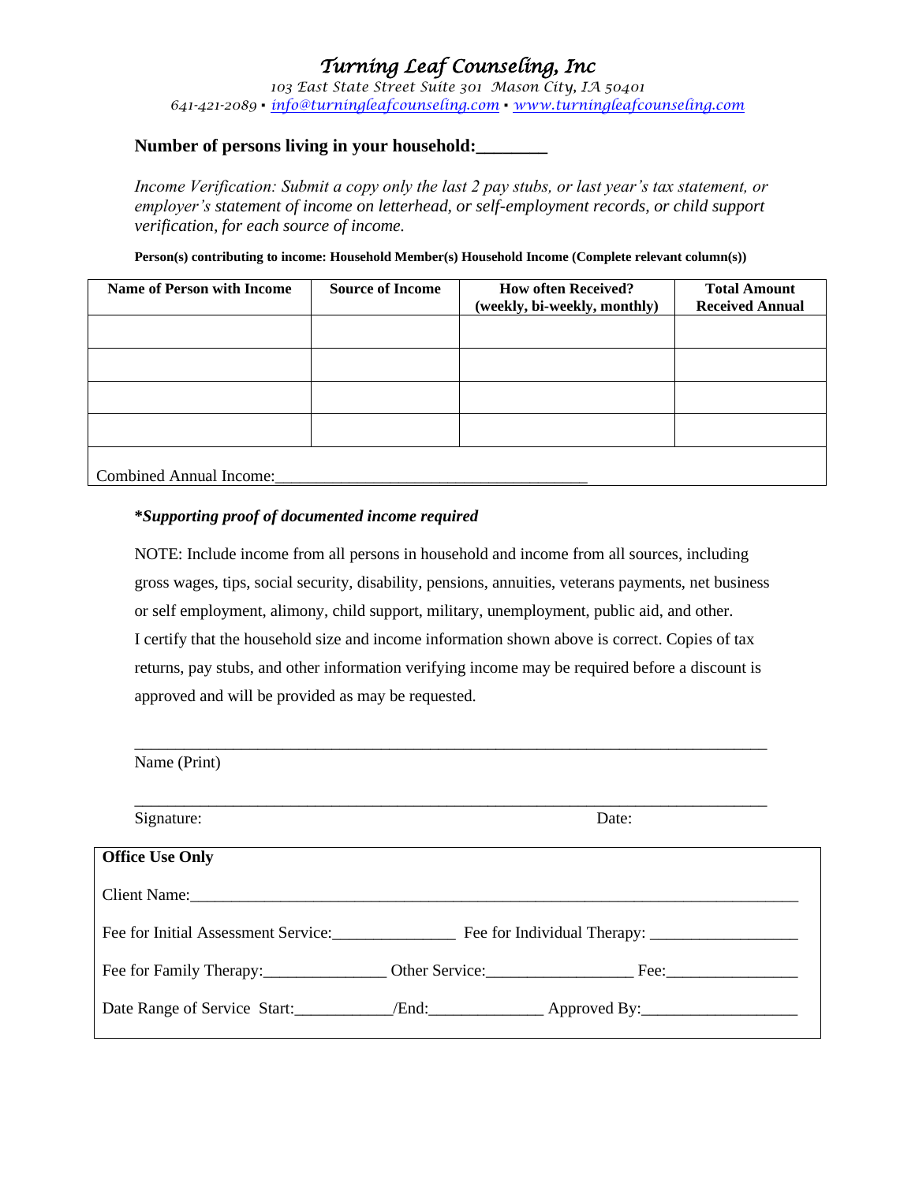# Turning Leaf Counseling, Inc

*103 East State Street Suite 301 Mason City, IA 50401*

*641-421-2089 ▪ info@turningleafcounseling.com ▪ www.turningleafcounseling.com*

**Number of persons living in your household:________**

*Income Verification: Submit a copy only the last 2 pay stubs, or last year's tax statement, or employer's statement of income on letterhead, or self-employment records, or child support verification, for each source of income.*

**Person(s) contributing to income: Household Member(s) Household Income (Complete relevant column(s))**

| Name of Person with Income | Source of Income | How often Received? (weekly, bi-weekly, monthly) | Total Amount Received Annual |
|---|---|---|---|
| | | | |
| | | | |
| | | | |
| | | | |
| Combined Annual Income:______________________________________ | | | |

**\*Supporting proof of documented income required***

NOTE: Include income from all persons in household and income from all sources, including gross wages, tips, social security, disability, pensions, annuities, veterans payments, net business or self employment, alimony, child support, military, unemployment, public aid, and other.
I certify that the household size and income information shown above is correct. Copies of tax returns, pay stubs, and other information verifying income may be required before a discount is approved and will be provided as may be requested.

______________________________________________________________________________

Name (Print)

______________________________________________________________________________

Signature: Date:

**Office Use Only**

Client Name:___________________________________________________________________________

Fee for Initial Assessment Service:_______________ Fee for Individual Therapy: _________________

Fee for Family Therapy:_______________ Other Service:_________________ Fee:________________

Date Range of Service Start:____________/End:______________ Approved By:___________________